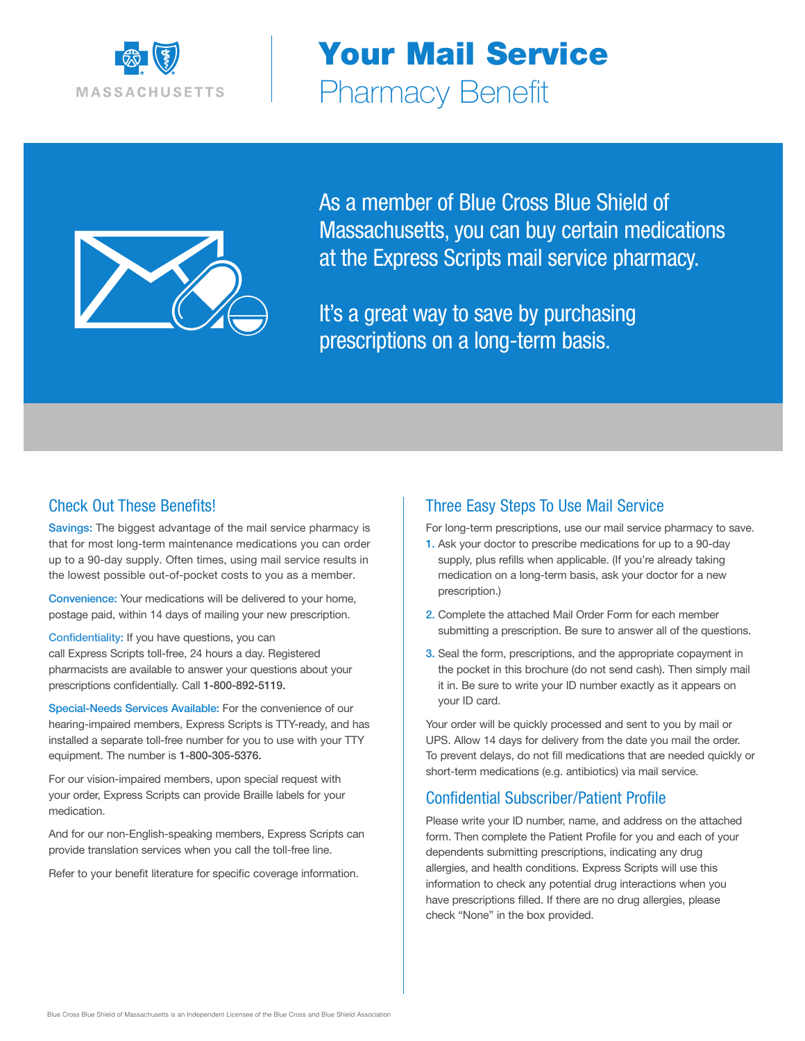MASSACHUSETTS

# Your Mail Service Pharmacy Benefit

As a member of Blue Cross Blue Shield of Massachusetts, you can buy certain medications at the Express Scripts mail service pharmacy.

It's a great way to save by purchasing prescriptions on a long-term basis.

## Check Out These Benefits!

**Savings:** The biggest advantage of the mail service pharmacy is that for most long-term maintenance medications you can order up to a 90-day supply. Often times, using mail service results in the lowest possible out-of-pocket costs to you as a member.

**Convenience:** Your medications will be delivered to your home, postage paid, within 14 days of mailing your new prescription.

**Confidentiality:** If you have questions, you can call Express Scripts toll-free, 24 hours a day. Registered pharmacists are available to answer your questions about your prescriptions confidentially. Call **1-800-892-5119.**

**Special-Needs Services Available:** For the convenience of our hearing-impaired members, Express Scripts is TTY-ready, and has installed a separate toll-free number for you to use with your TTY equipment. The number is **1-800-305-5376.**

For our vision-impaired members, upon special request with your order, Express Scripts can provide Braille labels for your medication.

And for our non-English-speaking members, Express Scripts can provide translation services when you call the toll-free line.

Refer to your benefit literature for specific coverage information.

## Three Easy Steps To Use Mail Service

For long-term prescriptions, use our mail service pharmacy to save.

1. Ask your doctor to prescribe medications for up to a 90-day supply, plus refills when applicable. (If you're already taking medication on a long-term basis, ask your doctor for a new prescription.)
2. Complete the attached Mail Order Form for each member submitting a prescription. Be sure to answer all of the questions.
3. Seal the form, prescriptions, and the appropriate copayment in the pocket in this brochure (do not send cash). Then simply mail it in. Be sure to write your ID number exactly as it appears on your ID card.

Your order will be quickly processed and sent to you by mail or UPS. Allow 14 days for delivery from the date you mail the order. To prevent delays, do not fill medications that are needed quickly or short-term medications (e.g. antibiotics) via mail service.

## Confidential Subscriber/Patient Profile

Please write your ID number, name, and address on the attached form. Then complete the Patient Profile for you and each of your dependents submitting prescriptions, indicating any drug allergies, and health conditions. Express Scripts will use this information to check any potential drug interactions when you have prescriptions filled. If there are no drug allergies, please check "None" in the box provided.

Blue Cross Blue Shield of Massachusetts is an Independent Licensee of the Blue Cross and Blue Shield Association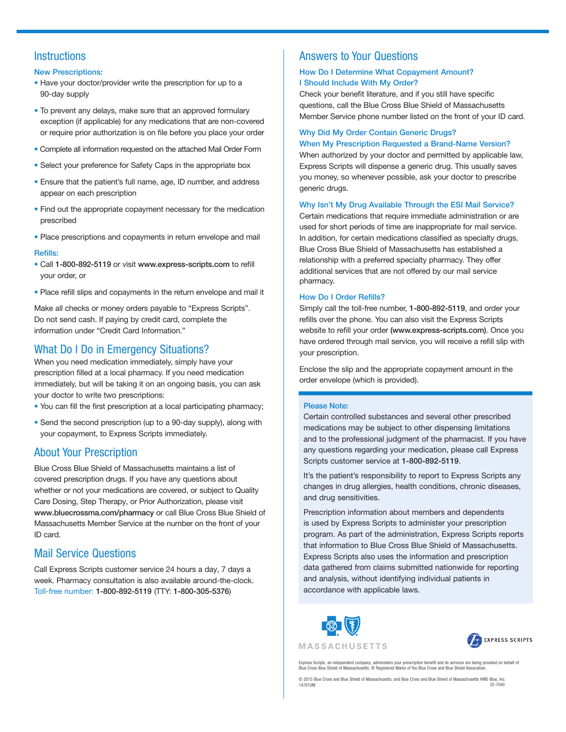## Instructions

### New Prescriptions:

- Have your doctor/provider write the prescription for up to a 90-day supply
- To prevent any delays, make sure that an approved formulary exception (if applicable) for any medications that are non-covered or require prior authorization is on file before you place your order
- Complete all information requested on the attached Mail Order Form
- Select your preference for Safety Caps in the appropriate box
- Ensure that the patient's full name, age, ID number, and address appear on each prescription
- Find out the appropriate copayment necessary for the medication prescribed
- Place prescriptions and copayments in return envelope and mail

### Refills:

- Call **1-800-892-5119** or visit **www.express-scripts.com** to refill your order, or
- Place refill slips and copayments in the return envelope and mail it

Make all checks or money orders payable to "Express Scripts". Do not send cash. If paying by credit card, complete the information under "Credit Card Information."

## What Do I Do in Emergency Situations?

When you need medication immediately, simply have your prescription filled at a local pharmacy. If you need medication immediately, but will be taking it on an ongoing basis, you can ask your doctor to write two prescriptions:

- You can fill the first prescription at a local participating pharmacy;
- Send the second prescription (up to a 90-day supply), along with your copayment, to Express Scripts immediately.

## About Your Prescription

Blue Cross Blue Shield of Massachusetts maintains a list of covered prescription drugs. If you have any questions about whether or not your medications are covered, or subject to Quality Care Dosing, Step Therapy, or Prior Authorization, please visit **www.bluecrossma.com/pharmacy** or call Blue Cross Blue Shield of Massachusetts Member Service at the number on the front of your ID card.

## Mail Service Questions

Call Express Scripts customer service 24 hours a day, 7 days a week. Pharmacy consultation is also available around-the-clock. Toll-free number: **1-800-892-5119** (TTY: **1-800-305-5376**)

## Answers to Your Questions

### How Do I Determine What Copayment Amount? I Should Include With My Order?

Check your benefit literature, and if you still have specific questions, call the Blue Cross Blue Shield of Massachusetts Member Service phone number listed on the front of your ID card.

### Why Did My Order Contain Generic Drugs? When My Prescription Requested a Brand-Name Version?

When authorized by your doctor and permitted by applicable law, Express Scripts will dispense a generic drug. This usually saves you money, so whenever possible, ask your doctor to prescribe generic drugs.

### Why Isn't My Drug Available Through the ESI Mail Service?

Certain medications that require immediate administration or are used for short periods of time are inappropriate for mail service. In addition, for certain medications classified as specialty drugs, Blue Cross Blue Shield of Massachusetts has established a relationship with a preferred specialty pharmacy. They offer additional services that are not offered by our mail service pharmacy.

### How Do I Order Refills?

Simply call the toll-free number, **1-800-892-5119**, and order your refills over the phone. You can also visit the Express Scripts website to refill your order **(www.express-scripts.com)**. Once you have ordered through mail service, you will receive a refill slip with your prescription.

Enclose the slip and the appropriate copayment amount in the order envelope (which is provided).

**Please Note:**

Certain controlled substances and several other prescribed medications may be subject to other dispensing limitations and to the professional judgment of the pharmacist. If you have any questions regarding your medication, please call Express Scripts customer service at **1-800-892-5119**.

It's the patient's responsibility to report to Express Scripts any changes in drug allergies, health conditions, chronic diseases, and drug sensitivities.

Prescription information about members and dependents is used by Express Scripts to administer your prescription program. As part of the administration, Express Scripts reports that information to Blue Cross Blue Shield of Massachusetts. Express Scripts also uses the information and prescription data gathered from claims submitted nationwide for reporting and analysis, without identifying individual patients in accordance with applicable laws.

MASSACHUSETTS

EXPRESS SCRIPTS

Express Scripts, an independent company, administers your prescription benefit and its services are being provided on behalf of Blue Cross Blue Shield of Massachusetts. ® Registered Marks of the Blue Cross and Blue Shield Association.

© 2015 Blue Cross and Blue Shield of Massachusetts, and Blue Cross and Blue Shield of Massachusetts HMO Blue, Inc.
147610M 32-7040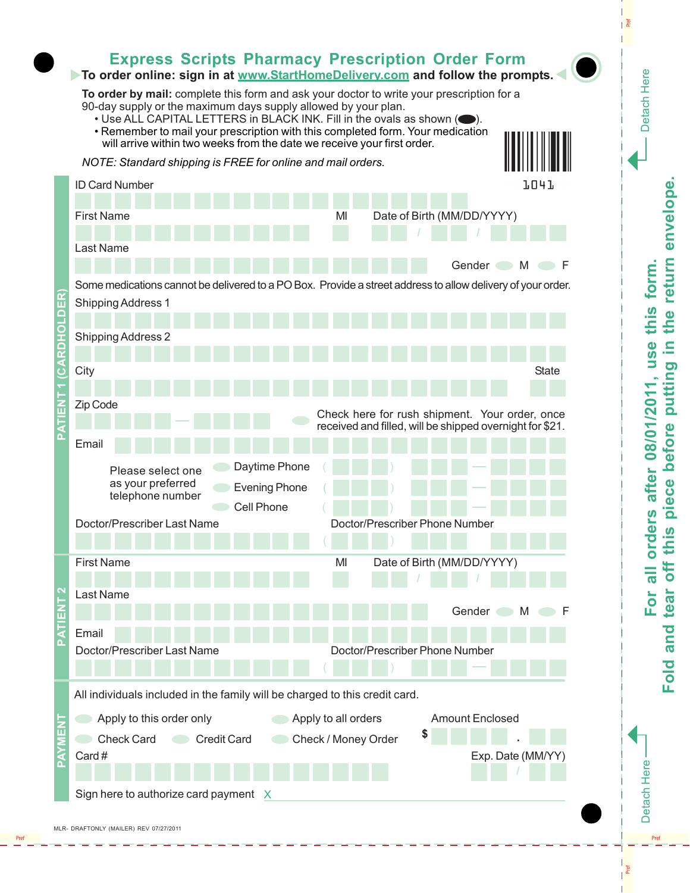# Express Scripts Pharmacy Prescription Order Form

**To order online: sign in at www.StartHomeDelivery.com and follow the prompts.**

**To order by mail:** complete this form and ask your doctor to write your prescription for a 90-day supply or the maximum days supply allowed by your plan.

- Use ALL CAPITAL LETTERS in BLACK INK. Fill in the ovals as shown (⬬).
- Remember to mail your prescription with this completed form. Your medication will arrive within two weeks from the date we receive your first order.

*NOTE: Standard shipping is FREE for online and mail orders.*

1041

## PATIENT 1 (CARDHOLDER)

ID Card Number

First Name | MI | Date of Birth (MM/DD/YYYY) / /

Last Name | Gender ◯ M ◯ F

Some medications cannot be delivered to a PO Box. Provide a street address to allow delivery of your order.

Shipping Address 1

Shipping Address 2

City | State

Zip Code —

◯ Check here for rush shipment. Your order, once received and filled, will be shipped overnight for $21.

Email

Please select one as your preferred telephone number

- ◯ Daytime Phone ( ) —
- ◯ Evening Phone ( ) —
- ◯ Cell Phone ( ) —

Doctor/Prescriber Last Name | Doctor/Prescriber Phone Number ( )

## PATIENT 2

First Name | MI | Date of Birth (MM/DD/YYYY) / /

Last Name | Gender ◯ M ◯ F

Email

Doctor/Prescriber Last Name | Doctor/Prescriber Phone Number ( ) —

## PAYMENT

All individuals included in the family will be charged to this credit card.

◯ Apply to this order only ◯ Apply to all orders

◯ Check Card ◯ Credit Card ◯ Check / Money Order

Amount Enclosed $ .

Card # | Exp. Date (MM/YY) /

Sign here to authorize card payment X

MLR- DRAFTONLY (MAILER) REV 07/27/2011

Detach Here

**For all orders after 08/01/2011, use this form. Fold and tear off this piece before putting in the return envelope.**

Detach Here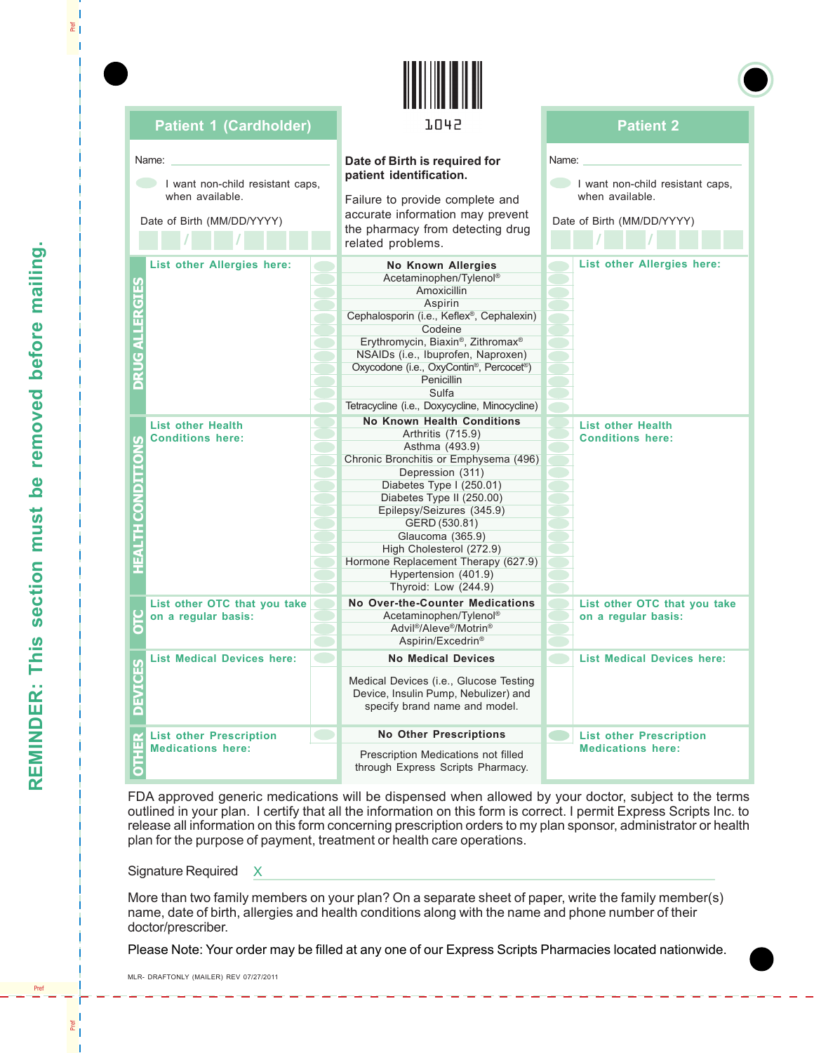REMINDER: This section must be removed before mailing.

1042

| Patient 1 (Cardholder) | | Patient 2 |
|---|---|---|
| Name: | **Date of Birth is required for patient identification.** | Name: |
| I want non-child resistant caps, when available. | Failure to provide complete and accurate information may prevent the pharmacy from detecting drug related problems. | I want non-child resistant caps, when available. |
| Date of Birth (MM/DD/YYYY) | | Date of Birth (MM/DD/YYYY) |

## DRUG ALLERGIES

| Patient 1 | | Patient 2 |
|---|---|---|
| List other Allergies here: | **No Known Allergies** | List other Allergies here: |
| | Acetaminophen/Tylenol® | |
| | Amoxicillin | |
| | Aspirin | |
| | Cephalosporin (i.e., Keflex®, Cephalexin) | |
| | Codeine | |
| | Erythromycin, Biaxin®, Zithromax® | |
| | NSAIDs (i.e., Ibuprofen, Naproxen) | |
| | Oxycodone (i.e., OxyContin®, Percocet®) | |
| | Penicillin | |
| | Sulfa | |
| | Tetracycline (i.e., Doxycycline, Minocycline) | |

## HEALTH CONDITIONS

| Patient 1 | | Patient 2 |
|---|---|---|
| List other Health Conditions here: | **No Known Health Conditions** | List other Health Conditions here: |
| | Arthritis (715.9) | |
| | Asthma (493.9) | |
| | Chronic Bronchitis or Emphysema (496) | |
| | Depression (311) | |
| | Diabetes Type I (250.01) | |
| | Diabetes Type II (250.00) | |
| | Epilepsy/Seizures (345.9) | |
| | GERD (530.81) | |
| | Glaucoma (365.9) | |
| | High Cholesterol (272.9) | |
| | Hormone Replacement Therapy (627.9) | |
| | Hypertension (401.9) | |
| | Thyroid: Low (244.9) | |

## OTC

| Patient 1 | | Patient 2 |
|---|---|---|
| List other OTC that you take on a regular basis: | **No Over-the-Counter Medications** | List other OTC that you take on a regular basis: |
| | Acetaminophen/Tylenol® | |
| | Advil®/Aleve®/Motrin® | |
| | Aspirin/Excedrin® | |

## DEVICES

| Patient 1 | | Patient 2 |
|---|---|---|
| List Medical Devices here: | **No Medical Devices** | List Medical Devices here: |
| | Medical Devices (i.e., Glucose Testing Device, Insulin Pump, Nebulizer) and specify brand name and model. | |

## OTHER

| Patient 1 | | Patient 2 |
|---|---|---|
| List other Prescription Medications here: | **No Other Prescriptions** | List other Prescription Medications here: |
| | Prescription Medications not filled through Express Scripts Pharmacy. | |

FDA approved generic medications will be dispensed when allowed by your doctor, subject to the terms outlined in your plan. I certify that all the information on this form is correct. I permit Express Scripts Inc. to release all information on this form concerning prescription orders to my plan sponsor, administrator or health plan for the purpose of payment, treatment or health care operations.

Signature Required X ______________________________

More than two family members on your plan? On a separate sheet of paper, write the family member(s) name, date of birth, allergies and health conditions along with the name and phone number of their doctor/prescriber.

Please Note: Your order may be filled at any one of our Express Scripts Pharmacies located nationwide.

MLR- DRAFTONLY (MAILER) REV 07/27/2011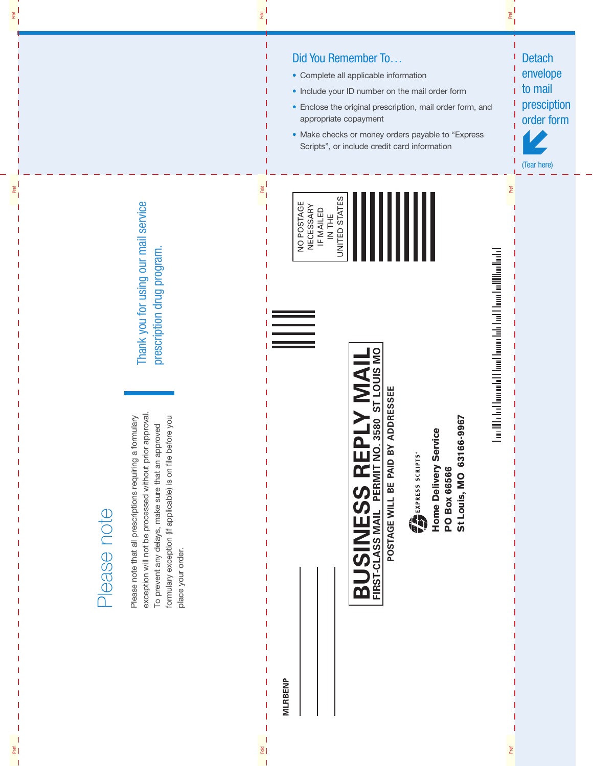## Did You Remember To…

- Complete all applicable information
- Include your ID number on the mail order form
- Enclose the original prescription, mail order form, and appropriate copayment
- Make checks or money orders payable to "Express Scripts", or include credit card information

Detach envelope to mail presciption order form

(Tear here)

# Please note

Please note that all prescriptions requiring a formulary exception will not be processed without prior approval. To prevent any delays, make sure that an approved formulary exception (if applicable) is on file before you place your order.

Thank you for using our mail service prescription drug program.

MLRBENP

NO POSTAGE NECESSARY IF MAILED IN THE UNITED STATES

**BUSINESS REPLY MAIL**

**FIRST-CLASS MAIL PERMIT NO. 3580 ST LOUIS MO**

**POSTAGE WILL BE PAID BY ADDRESSEE**

EXPRESS SCRIPTS®

**Home Delivery Service**
**PO Box 66566**
**St Louis, MO 63166-9967**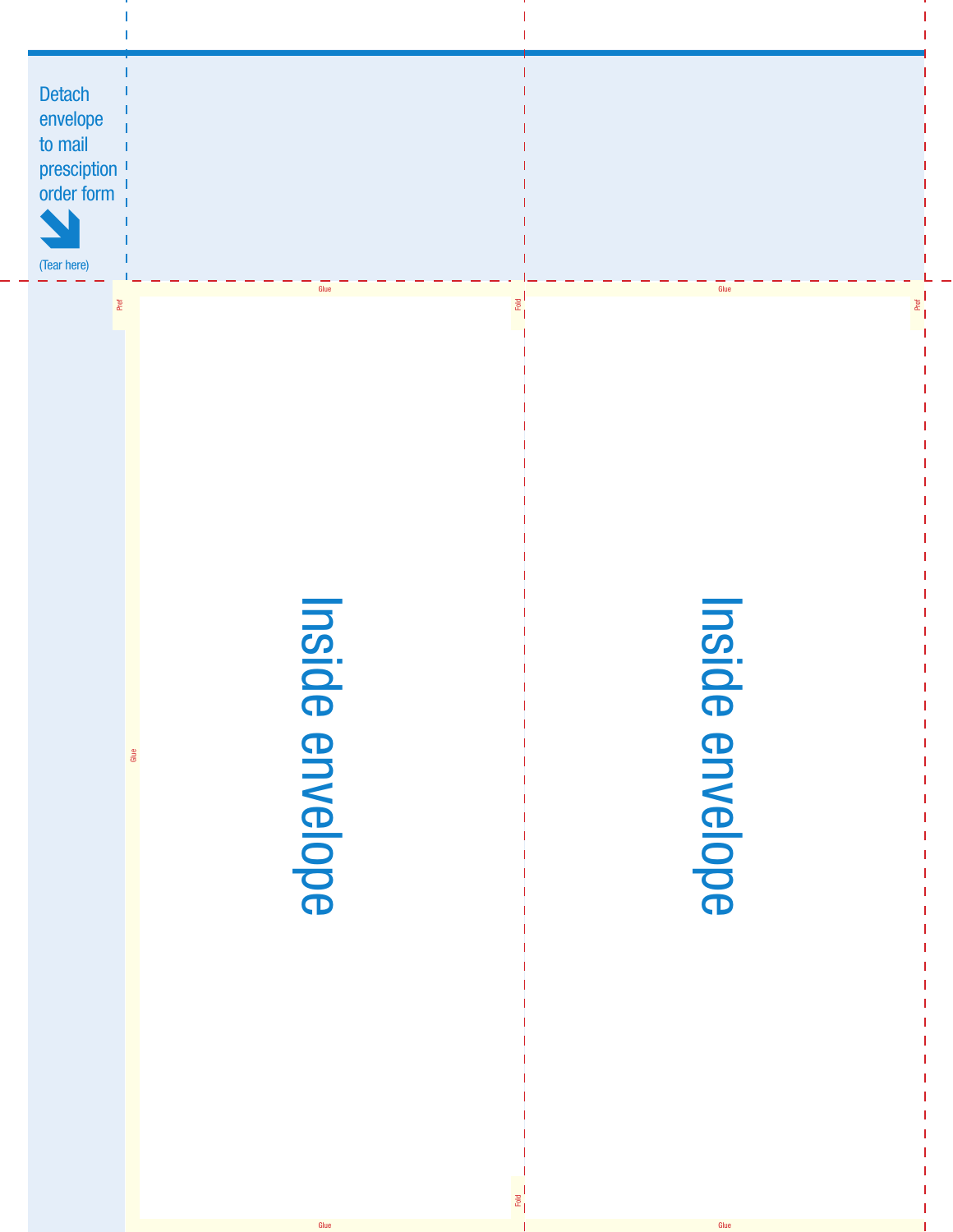Detach envelope to mail presciption order form

(Tear here)

Glue

Glue

Perf

Fold

Perf

Glue

Inside envelope

Inside envelope

Fold

Glue

Glue